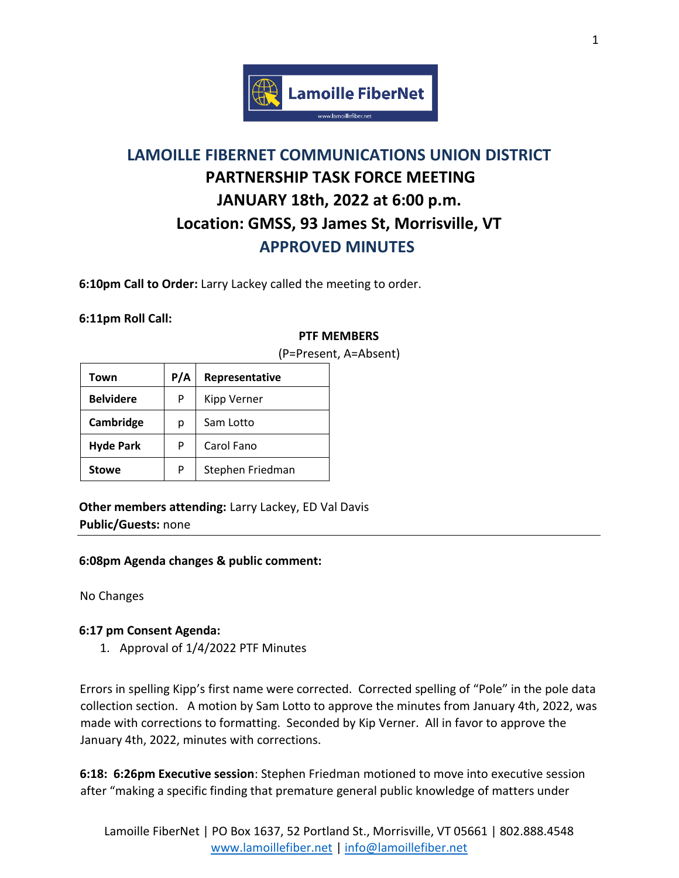# LAMOILLE FIBERNET COMMUNICATIONS UNION DISTRICT
## PARTNERSHIP TASK FORCE MEETING
## JANUARY 18th, 2022 at 6:00 p.m.
## Location: GMSS, 93 James St, Morrisville, VT
## APPROVED MINUTES

**6:10pm Call to Order:** Larry Lackey called the meeting to order.

**6:11pm Roll Call:**

**PTF MEMBERS**
(P=Present, A=Absent)

| Town | P/A | Representative |
|---|---|---|
| **Belvidere** | P | Kipp Verner |
| **Cambridge** | p | Sam Lotto |
| **Hyde Park** | P | Carol Fano |
| **Stowe** | P | Stephen Friedman |

**Other members attending:** Larry Lackey, ED Val Davis
**Public/Guests:** none

---

**6:08pm Agenda changes & public comment:**

No Changes

**6:17 pm Consent Agenda:**

1. Approval of 1/4/2022 PTF Minutes

Errors in spelling Kipp's first name were corrected. Corrected spelling of "Pole" in the pole data collection section. A motion by Sam Lotto to approve the minutes from January 4th, 2022, was made with corrections to formatting. Seconded by Kip Verner. All in favor to approve the January 4th, 2022, minutes with corrections.

**6:18: 6:26pm Executive session**: Stephen Friedman motioned to move into executive session after "making a specific finding that premature general public knowledge of matters under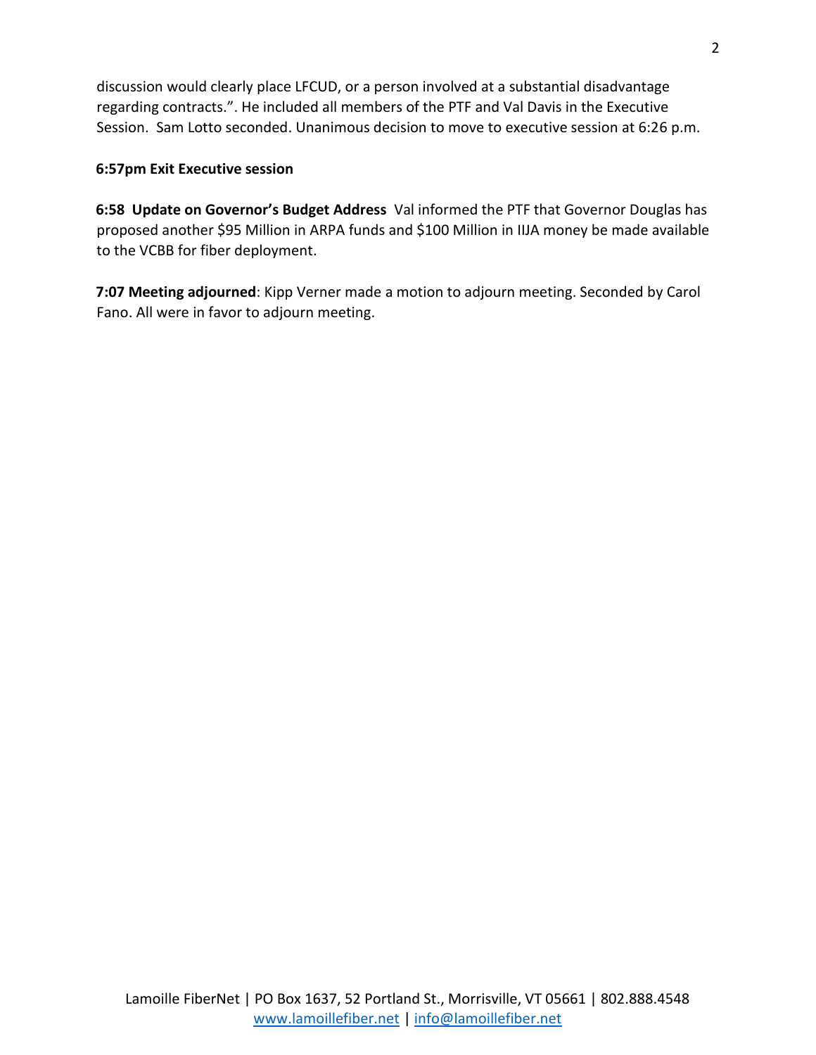discussion would clearly place LFCUD, or a person involved at a substantial disadvantage regarding contracts.". He included all members of the PTF and Val Davis in the Executive Session. Sam Lotto seconded. Unanimous decision to move to executive session at 6:26 p.m.

**6:57pm Exit Executive session**

**6:58 Update on Governor's Budget Address** Val informed the PTF that Governor Douglas has proposed another $95 Million in ARPA funds and $100 Million in IIJA money be made available to the VCBB for fiber deployment.

**7:07 Meeting adjourned**: Kipp Verner made a motion to adjourn meeting. Seconded by Carol Fano. All were in favor to adjourn meeting.

Lamoille FiberNet | PO Box 1637, 52 Portland St., Morrisville, VT 05661 | 802.888.4548
www.lamoillefiber.net | info@lamoillefiber.net